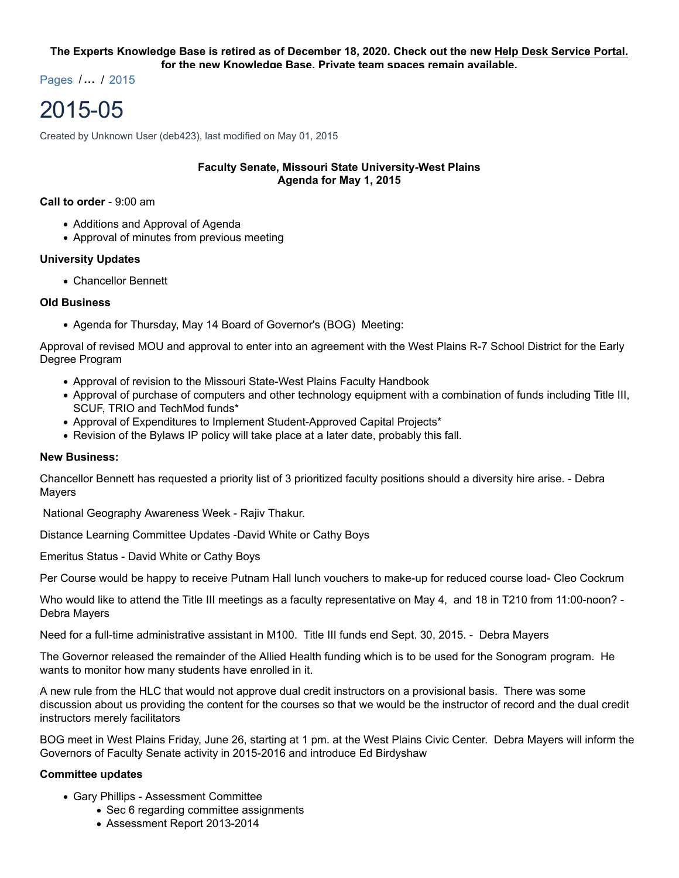**The Experts Knowledge Base is retired as of December 18, 2020. Check out the new Help Desk Service Portal. for the new Knowledge Base. Private team spaces remain available.**

Pages /… / 2015

# 2015-05

Created by Unknown User (deb423), last modified on May 01, 2015

**Faculty Senate, Missouri State University-West Plains**
**Agenda for May 1, 2015**

**Call to order** - 9:00 am

- Additions and Approval of Agenda
- Approval of minutes from previous meeting

**University Updates**

- Chancellor Bennett

**Old Business**

- Agenda for Thursday, May 14 Board of Governor's (BOG) Meeting:

Approval of revised MOU and approval to enter into an agreement with the West Plains R-7 School District for the Early Degree Program

- Approval of revision to the Missouri State-West Plains Faculty Handbook
- Approval of purchase of computers and other technology equipment with a combination of funds including Title III, SCUF, TRIO and TechMod funds*
- Approval of Expenditures to Implement Student-Approved Capital Projects*
- Revision of the Bylaws IP policy will take place at a later date, probably this fall.

**New Business:**

Chancellor Bennett has requested a priority list of 3 prioritized faculty positions should a diversity hire arise. - Debra Mayers

National Geography Awareness Week - Rajiv Thakur.

Distance Learning Committee Updates -David White or Cathy Boys

Emeritus Status - David White or Cathy Boys

Per Course would be happy to receive Putnam Hall lunch vouchers to make-up for reduced course load- Cleo Cockrum

Who would like to attend the Title III meetings as a faculty representative on May 4, and 18 in T210 from 11:00-noon? - Debra Mayers

Need for a full-time administrative assistant in M100. Title III funds end Sept. 30, 2015. - Debra Mayers

The Governor released the remainder of the Allied Health funding which is to be used for the Sonogram program. He wants to monitor how many students have enrolled in it.

A new rule from the HLC that would not approve dual credit instructors on a provisional basis. There was some discussion about us providing the content for the courses so that we would be the instructor of record and the dual credit instructors merely facilitators

BOG meet in West Plains Friday, June 26, starting at 1 pm. at the West Plains Civic Center. Debra Mayers will inform the Governors of Faculty Senate activity in 2015-2016 and introduce Ed Birdyshaw

**Committee updates**

- Gary Phillips - Assessment Committee
  - Sec 6 regarding committee assignments
  - Assessment Report 2013-2014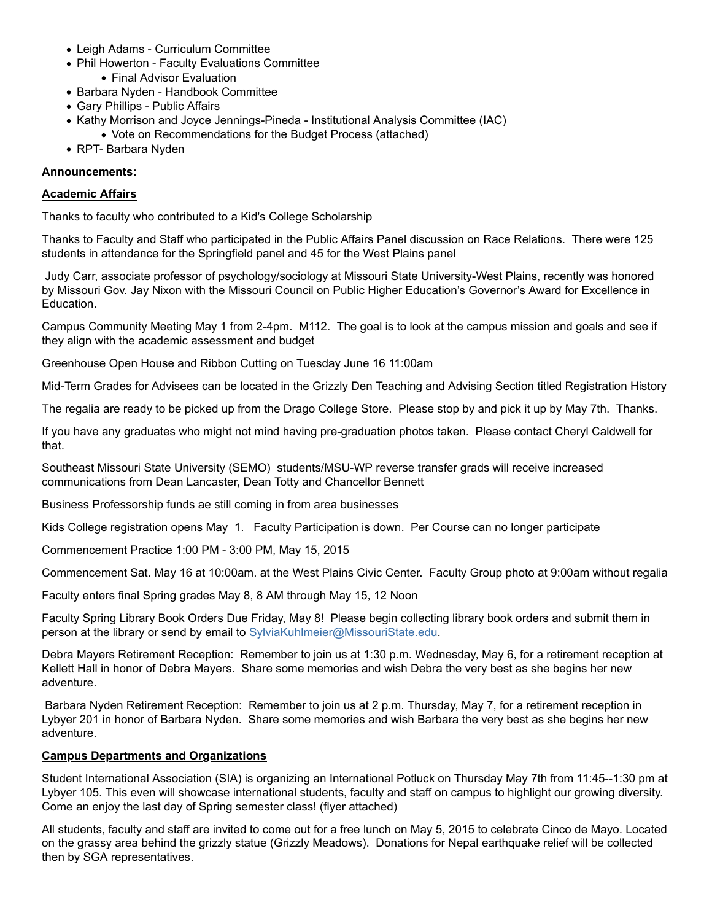- Leigh Adams - Curriculum Committee
- Phil Howerton - Faculty Evaluations Committee
    - Final Advisor Evaluation
- Barbara Nyden - Handbook Committee
- Gary Phillips - Public Affairs
- Kathy Morrison and Joyce Jennings-Pineda - Institutional Analysis Committee (IAC)
    - Vote on Recommendations for the Budget Process (attached)
- RPT- Barbara Nyden

**Announcements:**

**Academic Affairs**

Thanks to faculty who contributed to a Kid's College Scholarship

Thanks to Faculty and Staff who participated in the Public Affairs Panel discussion on Race Relations.  There were 125 students in attendance for the Springfield panel and 45 for the West Plains panel

Judy Carr, associate professor of psychology/sociology at Missouri State University-West Plains, recently was honored by Missouri Gov. Jay Nixon with the Missouri Council on Public Higher Education's Governor's Award for Excellence in Education.

Campus Community Meeting May 1 from 2-4pm.  M112.  The goal is to look at the campus mission and goals and see if they align with the academic assessment and budget

Greenhouse Open House and Ribbon Cutting on Tuesday June 16 11:00am

Mid-Term Grades for Advisees can be located in the Grizzly Den Teaching and Advising Section titled Registration History

The regalia are ready to be picked up from the Drago College Store.  Please stop by and pick it up by May 7th.  Thanks.

If you have any graduates who might not mind having pre-graduation photos taken.  Please contact Cheryl Caldwell for that.

Southeast Missouri State University (SEMO)  students/MSU-WP reverse transfer grads will receive increased communications from Dean Lancaster, Dean Totty and Chancellor Bennett

Business Professorship funds ae still coming in from area businesses

Kids College registration opens May  1.   Faculty Participation is down.  Per Course can no longer participate

Commencement Practice 1:00 PM - 3:00 PM, May 15, 2015

Commencement Sat. May 16 at 10:00am. at the West Plains Civic Center.  Faculty Group photo at 9:00am without regalia

Faculty enters final Spring grades May 8, 8 AM through May 15, 12 Noon

Faculty Spring Library Book Orders Due Friday, May 8!  Please begin collecting library book orders and submit them in person at the library or send by email to SylviaKuhlmeier@MissouriState.edu.

Debra Mayers Retirement Reception:  Remember to join us at 1:30 p.m. Wednesday, May 6, for a retirement reception at Kellett Hall in honor of Debra Mayers.  Share some memories and wish Debra the very best as she begins her new adventure.

Barbara Nyden Retirement Reception:  Remember to join us at 2 p.m. Thursday, May 7, for a retirement reception in Lybyer 201 in honor of Barbara Nyden.  Share some memories and wish Barbara the very best as she begins her new adventure.

**Campus Departments and Organizations**

Student International Association (SIA) is organizing an International Potluck on Thursday May 7th from 11:45--1:30 pm at Lybyer 105. This even will showcase international students, faculty and staff on campus to highlight our growing diversity. Come an enjoy the last day of Spring semester class! (flyer attached)

All students, faculty and staff are invited to come out for a free lunch on May 5, 2015 to celebrate Cinco de Mayo. Located on the grassy area behind the grizzly statue (Grizzly Meadows).  Donations for Nepal earthquake relief will be collected then by SGA representatives.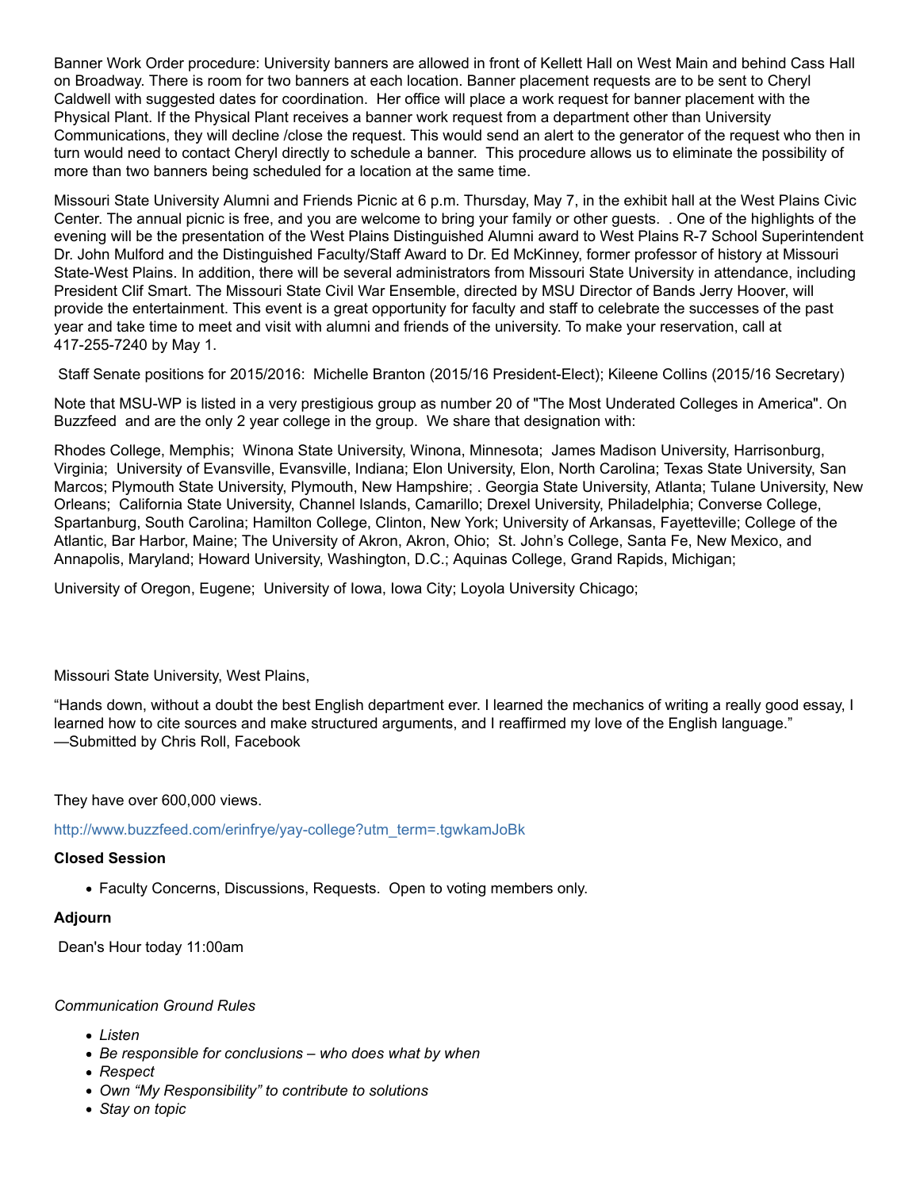Banner Work Order procedure: University banners are allowed in front of Kellett Hall on West Main and behind Cass Hall on Broadway. There is room for two banners at each location. Banner placement requests are to be sent to Cheryl Caldwell with suggested dates for coordination. Her office will place a work request for banner placement with the Physical Plant. If the Physical Plant receives a banner work request from a department other than University Communications, they will decline /close the request. This would send an alert to the generator of the request who then in turn would need to contact Cheryl directly to schedule a banner. This procedure allows us to eliminate the possibility of more than two banners being scheduled for a location at the same time.

Missouri State University Alumni and Friends Picnic at 6 p.m. Thursday, May 7, in the exhibit hall at the West Plains Civic Center. The annual picnic is free, and you are welcome to bring your family or other guests. . One of the highlights of the evening will be the presentation of the West Plains Distinguished Alumni award to West Plains R-7 School Superintendent Dr. John Mulford and the Distinguished Faculty/Staff Award to Dr. Ed McKinney, former professor of history at Missouri State-West Plains. In addition, there will be several administrators from Missouri State University in attendance, including President Clif Smart. The Missouri State Civil War Ensemble, directed by MSU Director of Bands Jerry Hoover, will provide the entertainment. This event is a great opportunity for faculty and staff to celebrate the successes of the past year and take time to meet and visit with alumni and friends of the university. To make your reservation, call at 417-255-7240 by May 1.

Staff Senate positions for 2015/2016: Michelle Branton (2015/16 President-Elect); Kileene Collins (2015/16 Secretary)

Note that MSU-WP is listed in a very prestigious group as number 20 of "The Most Underated Colleges in America". On Buzzfeed and are the only 2 year college in the group. We share that designation with:

Rhodes College, Memphis; Winona State University, Winona, Minnesota; James Madison University, Harrisonburg, Virginia; University of Evansville, Evansville, Indiana; Elon University, Elon, North Carolina; Texas State University, San Marcos; Plymouth State University, Plymouth, New Hampshire; . Georgia State University, Atlanta; Tulane University, New Orleans; California State University, Channel Islands, Camarillo; Drexel University, Philadelphia; Converse College, Spartanburg, South Carolina; Hamilton College, Clinton, New York; University of Arkansas, Fayetteville; College of the Atlantic, Bar Harbor, Maine; The University of Akron, Akron, Ohio; St. John's College, Santa Fe, New Mexico, and Annapolis, Maryland; Howard University, Washington, D.C.; Aquinas College, Grand Rapids, Michigan;

University of Oregon, Eugene; University of Iowa, Iowa City; Loyola University Chicago;

Missouri State University, West Plains,

"Hands down, without a doubt the best English department ever. I learned the mechanics of writing a really good essay, I learned how to cite sources and make structured arguments, and I reaffirmed my love of the English language."
—Submitted by Chris Roll, Facebook

They have over 600,000 views.

http://www.buzzfeed.com/erinfrye/yay-college?utm_term=.tgwkamJoBk

**Closed Session**

- Faculty Concerns, Discussions, Requests. Open to voting members only.

**Adjourn**

Dean's Hour today 11:00am

*Communication Ground Rules*

- *Listen*
- *Be responsible for conclusions – who does what by when*
- *Respect*
- *Own "My Responsibility" to contribute to solutions*
- *Stay on topic*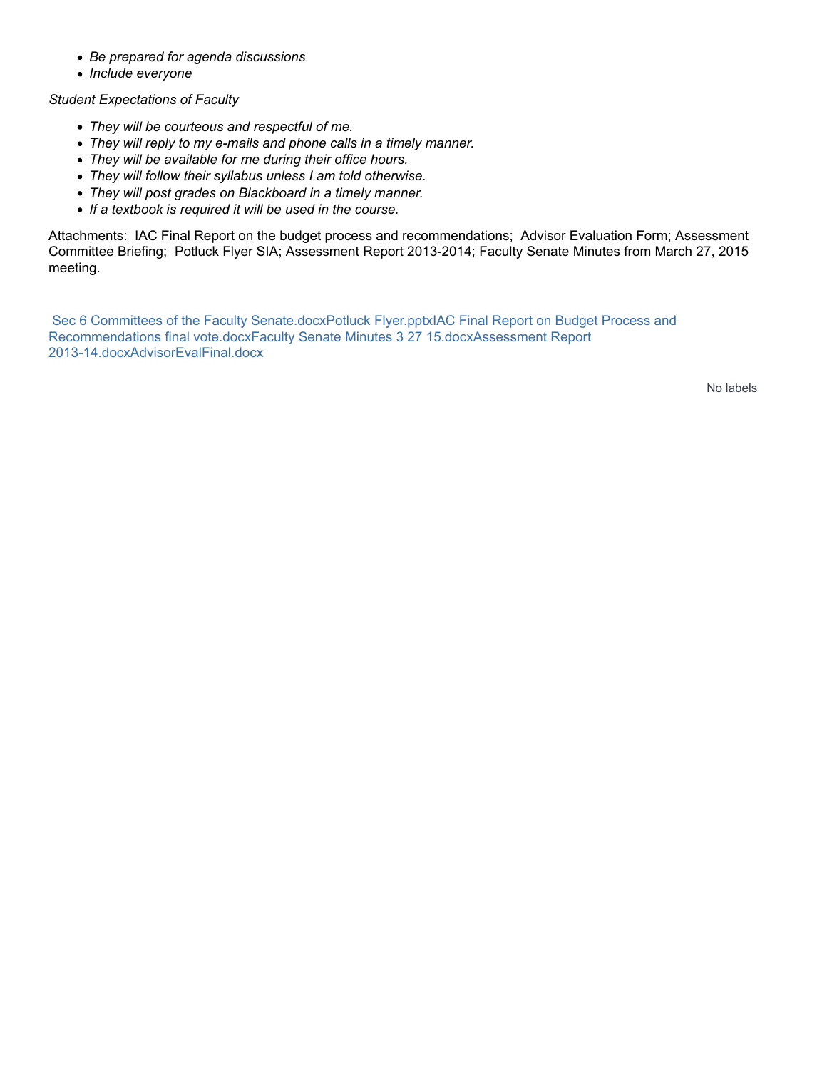- *Be prepared for agenda discussions*
- *Include everyone*

*Student Expectations of Faculty*

- *They will be courteous and respectful of me.*
- *They will reply to my e-mails and phone calls in a timely manner.*
- *They will be available for me during their office hours.*
- *They will follow their syllabus unless I am told otherwise.*
- *They will post grades on Blackboard in a timely manner.*
- *If a textbook is required it will be used in the course.*

Attachments: IAC Final Report on the budget process and recommendations; Advisor Evaluation Form; Assessment Committee Briefing; Potluck Flyer SIA; Assessment Report 2013-2014; Faculty Senate Minutes from March 27, 2015 meeting.

Sec 6 Committees of the Faculty Senate.docxPotluck Flyer.pptxIAC Final Report on Budget Process and Recommendations final vote.docxFaculty Senate Minutes 3 27 15.docxAssessment Report 2013-14.docxAdvisorEvalFinal.docx

No labels